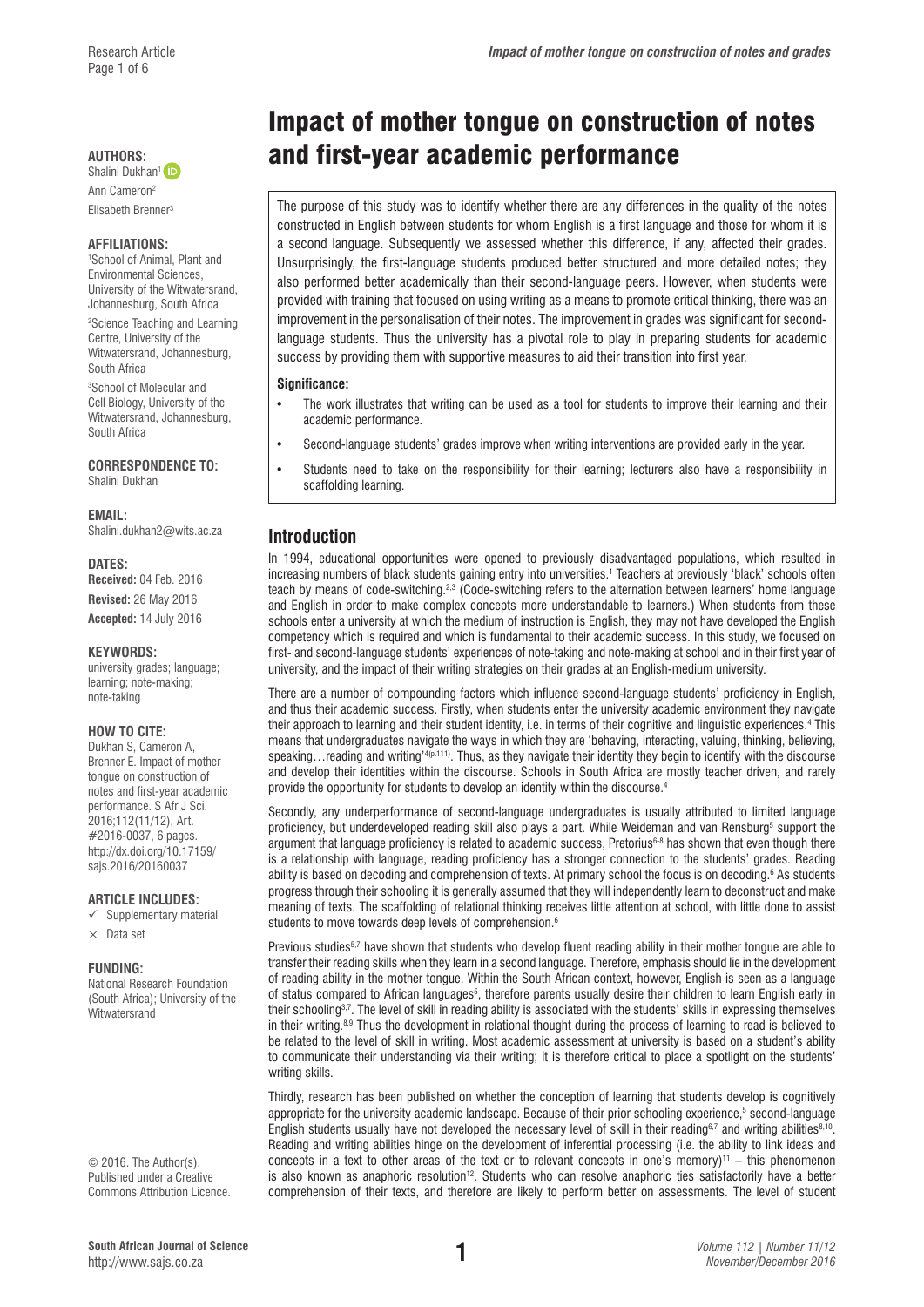# Impact of mother tongue on construction of notes and first-year academic performance

**AUTHORS:**
Shalini Dukhan[1]
Ann Cameron[2]
Elisabeth Brenner[3]

**AFFILIATIONS:**
[1]School of Animal, Plant and Environmental Sciences, University of the Witwatersrand, Johannesburg, South Africa
[2]Science Teaching and Learning Centre, University of the Witwatersrand, Johannesburg, South Africa
[3]School of Molecular and Cell Biology, University of the Witwatersrand, Johannesburg, South Africa

**CORRESPONDENCE TO:**
Shalini Dukhan

**EMAIL:**
Shalini.dukhan2@wits.ac.za

**DATES:**
**Received:** 04 Feb. 2016
**Revised:** 26 May 2016
**Accepted:** 14 July 2016

**KEYWORDS:**
university grades; language; learning; note-making; note-taking

**HOW TO CITE:**
Dukhan S, Cameron A, Brenner E. Impact of mother tongue on construction of notes and first-year academic performance. S Afr J Sci. 2016;112(11/12), Art. #2016-0037, 6 pages. http://dx.doi.org/10.17159/sajs.2016/20160037

**ARTICLE INCLUDES:**
✓ Supplementary material
× Data set

**FUNDING:**
National Research Foundation (South Africa); University of the Witwatersrand

© 2016. The Author(s). Published under a Creative Commons Attribution Licence.

The purpose of this study was to identify whether there are any differences in the quality of the notes constructed in English between students for whom English is a first language and those for whom it is a second language. Subsequently we assessed whether this difference, if any, affected their grades. Unsurprisingly, the first-language students produced better structured and more detailed notes; they also performed better academically than their second-language peers. However, when students were provided with training that focused on using writing as a means to promote critical thinking, there was an improvement in the personalisation of their notes. The improvement in grades was significant for second-language students. Thus the university has a pivotal role to play in preparing students for academic success by providing them with supportive measures to aid their transition into first year.

**Significance:**

- The work illustrates that writing can be used as a tool for students to improve their learning and their academic performance.
- Second-language students' grades improve when writing interventions are provided early in the year.
- Students need to take on the responsibility for their learning; lecturers also have a responsibility in scaffolding learning.

## Introduction

In 1994, educational opportunities were opened to previously disadvantaged populations, which resulted in increasing numbers of black students gaining entry into universities.[1] Teachers at previously 'black' schools often teach by means of code-switching.[2,3] (Code-switching refers to the alternation between learners' home language and English in order to make complex concepts more understandable to learners.) When students from these schools enter a university at which the medium of instruction is English, they may not have developed the English competency which is required and which is fundamental to their academic success. In this study, we focused on first- and second-language students' experiences of note-taking and note-making at school and in their first year of university, and the impact of their writing strategies on their grades at an English-medium university.

There are a number of compounding factors which influence second-language students' proficiency in English, and thus their academic success. Firstly, when students enter the university academic environment they navigate their approach to learning and their student identity, i.e. in terms of their cognitive and linguistic experiences.[4] This means that undergraduates navigate the ways in which they are 'behaving, interacting, valuing, thinking, believing, speaking…reading and writing'[4(p.111)]. Thus, as they navigate their identity they begin to identify with the discourse and develop their identities within the discourse. Schools in South Africa are mostly teacher driven, and rarely provide the opportunity for students to develop an identity within the discourse.[4]

Secondly, any underperformance of second-language undergraduates is usually attributed to limited language proficiency, but underdeveloped reading skill also plays a part. While Weideman and van Rensburg[5] support the argument that language proficiency is related to academic success, Pretorius[6-8] has shown that even though there is a relationship with language, reading proficiency has a stronger connection to the students' grades. Reading ability is based on decoding and comprehension of texts. At primary school the focus is on decoding.[6] As students progress through their schooling it is generally assumed that they will independently learn to deconstruct and make meaning of texts. The scaffolding of relational thinking receives little attention at school, with little done to assist students to move towards deep levels of comprehension.[6]

Previous studies[5,7] have shown that students who develop fluent reading ability in their mother tongue are able to transfer their reading skills when they learn in a second language. Therefore, emphasis should lie in the development of reading ability in the mother tongue. Within the South African context, however, English is seen as a language of status compared to African languages[5], therefore parents usually desire their children to learn English early in their schooling[3,7]. The level of skill in reading ability is associated with the students' skills in expressing themselves in their writing.[8,9] Thus the development in relational thought during the process of learning to read is believed to be related to the level of skill in writing. Most academic assessment at university is based on a student's ability to communicate their understanding via their writing; it is therefore critical to place a spotlight on the students' writing skills.

Thirdly, research has been published on whether the conception of learning that students develop is cognitively appropriate for the university academic landscape. Because of their prior schooling experience,[5] second-language English students usually have not developed the necessary level of skill in their reading[6,7] and writing abilities[8,10]. Reading and writing abilities hinge on the development of inferential processing (i.e. the ability to link ideas and concepts in a text to other areas of the text or to relevant concepts in one's memory)[11] – this phenomenon is also known as anaphoric resolution[12]. Students who can resolve anaphoric ties satisfactorily have a better comprehension of their texts, and therefore are likely to perform better on assessments. The level of student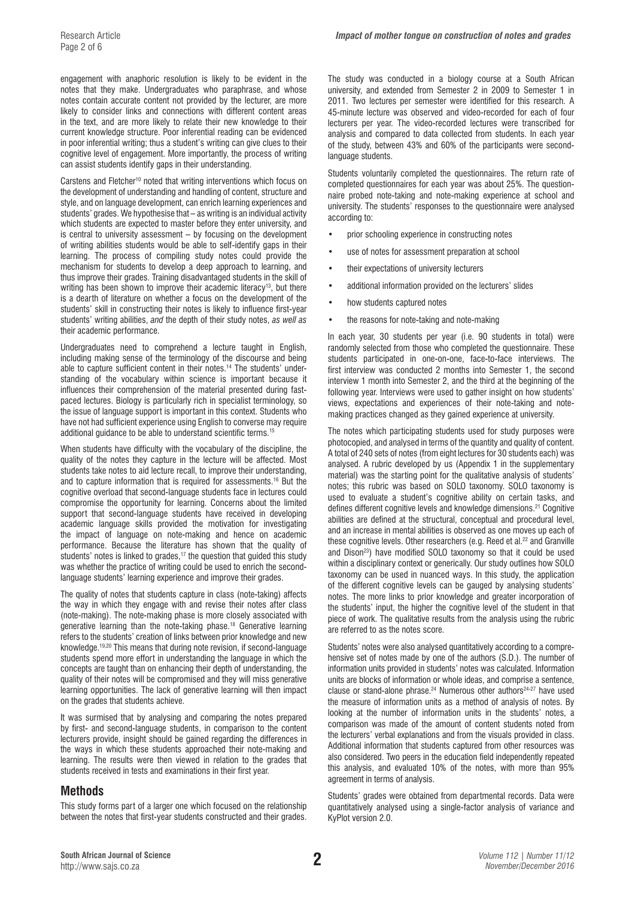engagement with anaphoric resolution is likely to be evident in the notes that they make. Undergraduates who paraphrase, and whose notes contain accurate content not provided by the lecturer, are more likely to consider links and connections with different content areas in the text, and are more likely to relate their new knowledge to their current knowledge structure. Poor inferential reading can be evidenced in poor inferential writing; thus a student's writing can give clues to their cognitive level of engagement. More importantly, the process of writing can assist students identify gaps in their understanding.

Carstens and Fletcher[10] noted that writing interventions which focus on the development of understanding and handling of content, structure and style, and on language development, can enrich learning experiences and students' grades. We hypothesise that – as writing is an individual activity which students are expected to master before they enter university, and is central to university assessment – by focusing on the development of writing abilities students would be able to self-identify gaps in their learning. The process of compiling study notes could provide the mechanism for students to develop a deep approach to learning, and thus improve their grades. Training disadvantaged students in the skill of writing has been shown to improve their academic literacy[13], but there is a dearth of literature on whether a focus on the development of the students' skill in constructing their notes is likely to influence first-year students' writing abilities, *and* the depth of their study notes, *as well as* their academic performance.

Undergraduates need to comprehend a lecture taught in English, including making sense of the terminology of the discourse and being able to capture sufficient content in their notes.[14] The students' understanding of the vocabulary within science is important because it influences their comprehension of the material presented during fast-paced lectures. Biology is particularly rich in specialist terminology, so the issue of language support is important in this context. Students who have not had sufficient experience using English to converse may require additional guidance to be able to understand scientific terms.[15]

When students have difficulty with the vocabulary of the discipline, the quality of the notes they capture in the lecture will be affected. Most students take notes to aid lecture recall, to improve their understanding, and to capture information that is required for assessments.[16] But the cognitive overload that second-language students face in lectures could compromise the opportunity for learning. Concerns about the limited support that second-language students have received in developing academic language skills provided the motivation for investigating the impact of language on note-making and hence on academic performance. Because the literature has shown that the quality of students' notes is linked to grades,[17] the question that guided this study was whether the practice of writing could be used to enrich the second-language students' learning experience and improve their grades.

The quality of notes that students capture in class (note-taking) affects the way in which they engage with and revise their notes after class (note-making). The note-making phase is more closely associated with generative learning than the note-taking phase.[18] Generative learning refers to the students' creation of links between prior knowledge and new knowledge.[19,20] This means that during note revision, if second-language students spend more effort in understanding the language in which the concepts are taught than on enhancing their depth of understanding, the quality of their notes will be compromised and they will miss generative learning opportunities. The lack of generative learning will then impact on the grades that students achieve.

It was surmised that by analysing and comparing the notes prepared by first- and second-language students, in comparison to the content lecturers provide, insight should be gained regarding the differences in the ways in which these students approached their note-making and learning. The results were then viewed in relation to the grades that students received in tests and examinations in their first year.

## Methods

This study forms part of a larger one which focused on the relationship between the notes that first-year students constructed and their grades. The study was conducted in a biology course at a South African university, and extended from Semester 2 in 2009 to Semester 1 in 2011. Two lectures per semester were identified for this research. A 45-minute lecture was observed and video-recorded for each of four lecturers per year. The video-recorded lectures were transcribed for analysis and compared to data collected from students. In each year of the study, between 43% and 60% of the participants were second-language students.

Students voluntarily completed the questionnaires. The return rate of completed questionnaires for each year was about 25%. The questionnaire probed note-taking and note-making experience at school and university. The students' responses to the questionnaire were analysed according to:

- prior schooling experience in constructing notes
- use of notes for assessment preparation at school
- their expectations of university lecturers
- additional information provided on the lecturers' slides
- how students captured notes
- the reasons for note-taking and note-making

In each year, 30 students per year (i.e. 90 students in total) were randomly selected from those who completed the questionnaire. These students participated in one-on-one, face-to-face interviews. The first interview was conducted 2 months into Semester 1, the second interview 1 month into Semester 2, and the third at the beginning of the following year. Interviews were used to gather insight on how students' views, expectations and experiences of their note-taking and note-making practices changed as they gained experience at university.

The notes which participating students used for study purposes were photocopied, and analysed in terms of the quantity and quality of content. A total of 240 sets of notes (from eight lectures for 30 students each) was analysed. A rubric developed by us (Appendix 1 in the supplementary material) was the starting point for the qualitative analysis of students' notes; this rubric was based on SOLO taxonomy. SOLO taxonomy is used to evaluate a student's cognitive ability on certain tasks, and defines different cognitive levels and knowledge dimensions.[21] Cognitive abilities are defined at the structural, conceptual and procedural level, and an increase in mental abilities is observed as one moves up each of these cognitive levels. Other researchers (e.g. Reed et al.[22] and Granville and Dison[23]) have modified SOLO taxonomy so that it could be used within a disciplinary context or generically. Our study outlines how SOLO taxonomy can be used in nuanced ways. In this study, the application of the different cognitive levels can be gauged by analysing students' notes. The more links to prior knowledge and greater incorporation of the students' input, the higher the cognitive level of the student in that piece of work. The qualitative results from the analysis using the rubric are referred to as the notes score.

Students' notes were also analysed quantitatively according to a comprehensive set of notes made by one of the authors (S.D.). The number of information units provided in students' notes was calculated. Information units are blocks of information or whole ideas, and comprise a sentence, clause or stand-alone phrase.[24] Numerous other authors[24-27] have used the measure of information units as a method of analysis of notes. By looking at the number of information units in the students' notes, a comparison was made of the amount of content students noted from the lecturers' verbal explanations and from the visuals provided in class. Additional information that students captured from other resources was also considered. Two peers in the education field independently repeated this analysis, and evaluated 10% of the notes, with more than 95% agreement in terms of analysis.

Students' grades were obtained from departmental records. Data were quantitatively analysed using a single-factor analysis of variance and KyPlot version 2.0.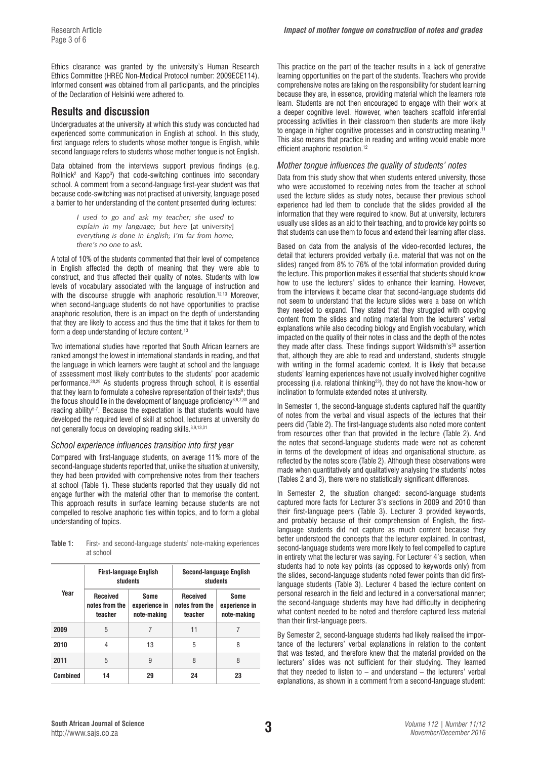Ethics clearance was granted by the university's Human Research Ethics Committee (HREC Non-Medical Protocol number: 2009ECE114). Informed consent was obtained from all participants, and the principles of the Declaration of Helsinki were adhered to.

## Results and discussion

Undergraduates at the university at which this study was conducted had experienced some communication in English at school. In this study, first language refers to students whose mother tongue is English, while second language refers to students whose mother tongue is not English.

Data obtained from the interviews support previous findings (e.g. Rollnick[2] and Kapp[3]) that code-switching continues into secondary school. A comment from a second-language first-year student was that because code-switching was not practised at university, language posed a barrier to her understanding of the content presented during lectures:

> *I used to go and ask my teacher; she used to explain in my language; but here* [at university] *everything is done in English; I'm far from home; there's no one to ask.*

A total of 10% of the students commented that their level of competence in English affected the depth of meaning that they were able to construct, and thus affected their quality of notes. Students with low levels of vocabulary associated with the language of instruction and with the discourse struggle with anaphoric resolution.[12,13] Moreover, when second-language students do not have opportunities to practise anaphoric resolution, there is an impact on the depth of understanding that they are likely to access and thus the time that it takes for them to form a deep understanding of lecture content.[13]

Two international studies have reported that South African learners are ranked amongst the lowest in international standards in reading, and that the language in which learners were taught at school and the language of assessment most likely contributes to the students' poor academic performance.[28,29] As students progress through school, it is essential that they learn to formulate a cohesive representation of their texts[8]; thus the focus should lie in the development of language proficiency[3,6,7,30] and reading ability[5-7]. Because the expectation is that students would have developed the required level of skill at school, lecturers at university do not generally focus on developing reading skills.[3,9,13,31]

### *School experience influences transition into first year*

Compared with first-language students, on average 11% more of the second-language students reported that, unlike the situation at university, they had been provided with comprehensive notes from their teachers at school (Table 1). These students reported that they usually did not engage further with the material other than to memorise the content. This approach results in surface learning because students are not compelled to resolve anaphoric ties within topics, and to form a global understanding of topics.

**Table 1:** First- and second-language students' note-making experiences at school

| Year | First-language English students | | Second-language English students | |
|---|---|---|---|---|
| | Received notes from the teacher | Some experience in note-making | Received notes from the teacher | Some experience in note-making |
| **2009** | 5 | 7 | 11 | 7 |
| **2010** | 4 | 13 | 5 | 8 |
| **2011** | 5 | 9 | 8 | 8 |
| **Combined** | **14** | **29** | **24** | **23** |

This practice on the part of the teacher results in a lack of generative learning opportunities on the part of the students. Teachers who provide comprehensive notes are taking on the responsibility for student learning because they are, in essence, providing material which the learners rote learn. Students are not then encouraged to engage with their work at a deeper cognitive level. However, when teachers scaffold inferential processing activities in their classroom then students are more likely to engage in higher cognitive processes and in constructing meaning.[11] This also means that practice in reading and writing would enable more efficient anaphoric resolution.[12]

### *Mother tongue influences the quality of students' notes*

Data from this study show that when students entered university, those who were accustomed to receiving notes from the teacher at school used the lecture slides as study notes, because their previous school experience had led them to conclude that the slides provided all the information that they were required to know. But at university, lecturers usually use slides as an aid to their teaching, and to provide key points so that students can use them to focus and extend their learning after class.

Based on data from the analysis of the video-recorded lectures, the detail that lecturers provided verbally (i.e. material that was not on the slides) ranged from 8% to 76% of the total information provided during the lecture. This proportion makes it essential that students should know how to use the lecturers' slides to enhance their learning. However, from the interviews it became clear that second-language students did not seem to understand that the lecture slides were a base on which they needed to expand. They stated that they struggled with copying content from the slides and noting material from the lecturers' verbal explanations while also decoding biology and English vocabulary, which impacted on the quality of their notes in class and the depth of the notes they made after class. These findings support Wildsmith's[30] assertion that, although they are able to read and understand, students struggle with writing in the formal academic context. It is likely that because students' learning experiences have not usually involved higher cognitive processing (i.e. relational thinking[23]), they do not have the know-how or inclination to formulate extended notes at university.

In Semester 1, the second-language students captured half the quantity of notes from the verbal and visual aspects of the lectures that their peers did (Table 2). The first-language students also noted more content from resources other than that provided in the lecture (Table 2). And the notes that second-language students made were not as coherent in terms of the development of ideas and organisational structure, as reflected by the notes score (Table 2). Although these observations were made when quantitatively and qualitatively analysing the students' notes (Tables 2 and 3), there were no statistically significant differences.

In Semester 2, the situation changed: second-language students captured more facts for Lecturer 3's sections in 2009 and 2010 than their first-language peers (Table 3). Lecturer 3 provided keywords, and probably because of their comprehension of English, the first-language students did not capture as much content because they better understood the concepts that the lecturer explained. In contrast, second-language students were more likely to feel compelled to capture in entirety what the lecturer was saying. For Lecturer 4's section, when students had to note key points (as opposed to keywords only) from the slides, second-language students noted fewer points than did first-language students (Table 3). Lecturer 4 based the lecture content on personal research in the field and lectured in a conversational manner; the second-language students may have had difficulty in deciphering what content needed to be noted and therefore captured less material than their first-language peers.

By Semester 2, second-language students had likely realised the importance of the lecturers' verbal explanations in relation to the content that was tested, and therefore knew that the material provided on the lecturers' slides was not sufficient for their studying. They learned that they needed to listen to – and understand – the lecturers' verbal explanations, as shown in a comment from a second-language student: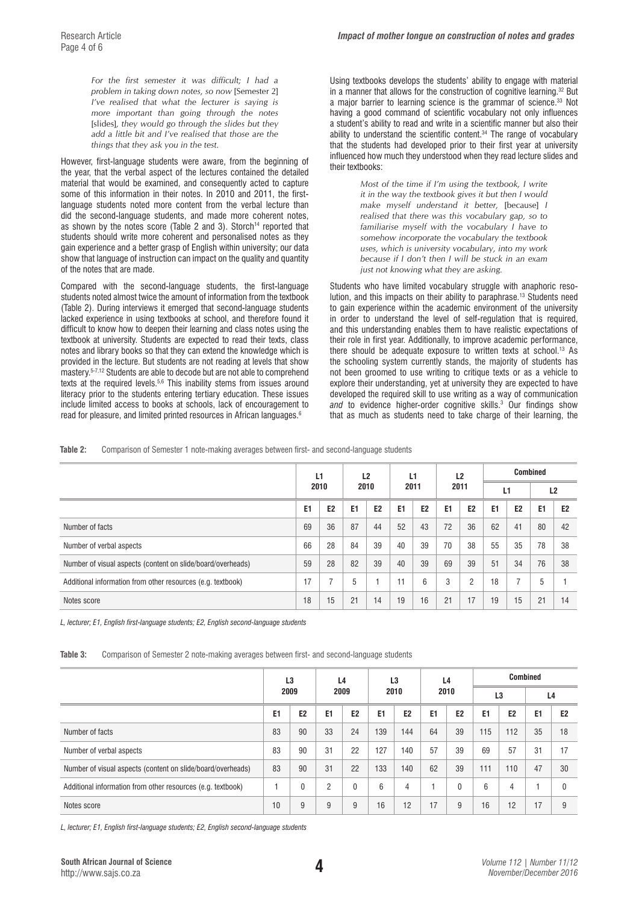> *For the first semester it was difficult; I had a problem in taking down notes, so now* [Semester 2] *I've realised that what the lecturer is saying is more important than going through the notes* [slides]*, they would go through the slides but they add a little bit and I've realised that those are the things that they ask you in the test.*

However, first-language students were aware, from the beginning of the year, that the verbal aspect of the lectures contained the detailed material that would be examined, and consequently acted to capture some of this information in their notes. In 2010 and 2011, the first-language students noted more content from the verbal lecture than did the second-language students, and made more coherent notes, as shown by the notes score (Table 2 and 3). Storch[14] reported that students should write more coherent and personalised notes as they gain experience and a better grasp of English within university; our data show that language of instruction can impact on the quality and quantity of the notes that are made.

Compared with the second-language students, the first-language students noted almost twice the amount of information from the textbook (Table 2). During interviews it emerged that second-language students lacked experience in using textbooks at school, and therefore found it difficult to know how to deepen their learning and class notes using the textbook at university. Students are expected to read their texts, class notes and library books so that they can extend the knowledge which is provided in the lecture. But students are not reading at levels that show mastery.[5-7,12] Students are able to decode but are not able to comprehend texts at the required levels.[5,6] This inability stems from issues around literacy prior to the students entering tertiary education. These issues include limited access to books at schools, lack of encouragement to read for pleasure, and limited printed resources in African languages.[6]

Using textbooks develops the students' ability to engage with material in a manner that allows for the construction of cognitive learning.[32] But a major barrier to learning science is the grammar of science.[33] Not having a good command of scientific vocabulary not only influences a student's ability to read and write in a scientific manner but also their ability to understand the scientific content.[34] The range of vocabulary that the students had developed prior to their first year at university influenced how much they understood when they read lecture slides and their textbooks:

> *Most of the time if I'm using the textbook, I write it in the way the textbook gives it but then I would make myself understand it better,* [because] *I realised that there was this vocabulary gap, so to familiarise myself with the vocabulary I have to somehow incorporate the vocabulary the textbook uses, which is university vocabulary, into my work because if I don't then I will be stuck in an exam just not knowing what they are asking.*

Students who have limited vocabulary struggle with anaphoric resolution, and this impacts on their ability to paraphrase.[13] Students need to gain experience within the academic environment of the university in order to understand the level of self-regulation that is required, and this understanding enables them to have realistic expectations of their role in first year. Additionally, to improve academic performance, there should be adequate exposure to written texts at school.[13] As the schooling system currently stands, the majority of students has not been groomed to use writing to critique texts or as a vehicle to explore their understanding, yet at university they are expected to have developed the required skill to use writing as a way of communication *and* to evidence higher-order cognitive skills.[3] Our findings show that as much as students need to take charge of their learning, the

**Table 2:** Comparison of Semester 1 note-making averages between first- and second-language students

| | L1 2010 | | L2 2010 | | L1 2011 | | L2 2011 | | Combined | | | |
|---|---|---|---|---|---|---|---|---|---|---|---|---|
| | | | | | | | | | L1 | | L2 | |
| | E1 | E2 | E1 | E2 | E1 | E2 | E1 | E2 | E1 | E2 | E1 | E2 |
| Number of facts | 69 | 36 | 87 | 44 | 52 | 43 | 72 | 36 | 62 | 41 | 80 | 42 |
| Number of verbal aspects | 66 | 28 | 84 | 39 | 40 | 39 | 70 | 38 | 55 | 35 | 78 | 38 |
| Number of visual aspects (content on slide/board/overheads) | 59 | 28 | 82 | 39 | 40 | 39 | 69 | 39 | 51 | 34 | 76 | 38 |
| Additional information from other resources (e.g. textbook) | 17 | 7 | 5 | 1 | 11 | 6 | 3 | 2 | 18 | 7 | 5 | 1 |
| Notes score | 18 | 15 | 21 | 14 | 19 | 16 | 21 | 17 | 19 | 15 | 21 | 14 |

*L, lecturer; E1, English first-language students; E2, English second-language students*

**Table 3:** Comparison of Semester 2 note-making averages between first- and second-language students

| | L3 2009 | | L4 2009 | | L3 2010 | | L4 2010 | | Combined | | | |
|---|---|---|---|---|---|---|---|---|---|---|---|---|
| | | | | | | | | | L3 | | L4 | |
| | E1 | E2 | E1 | E2 | E1 | E2 | E1 | E2 | E1 | E2 | E1 | E2 |
| Number of facts | 83 | 90 | 33 | 24 | 139 | 144 | 64 | 39 | 115 | 112 | 35 | 18 |
| Number of verbal aspects | 83 | 90 | 31 | 22 | 127 | 140 | 57 | 39 | 69 | 57 | 31 | 17 |
| Number of visual aspects (content on slide/board/overheads) | 83 | 90 | 31 | 22 | 133 | 140 | 62 | 39 | 111 | 110 | 47 | 30 |
| Additional information from other resources (e.g. textbook) | 1 | 0 | 2 | 0 | 6 | 4 | 1 | 0 | 6 | 4 | 1 | 0 |
| Notes score | 10 | 9 | 9 | 9 | 16 | 12 | 17 | 9 | 16 | 12 | 17 | 9 |

*L, lecturer; E1, English first-language students; E2, English second-language students*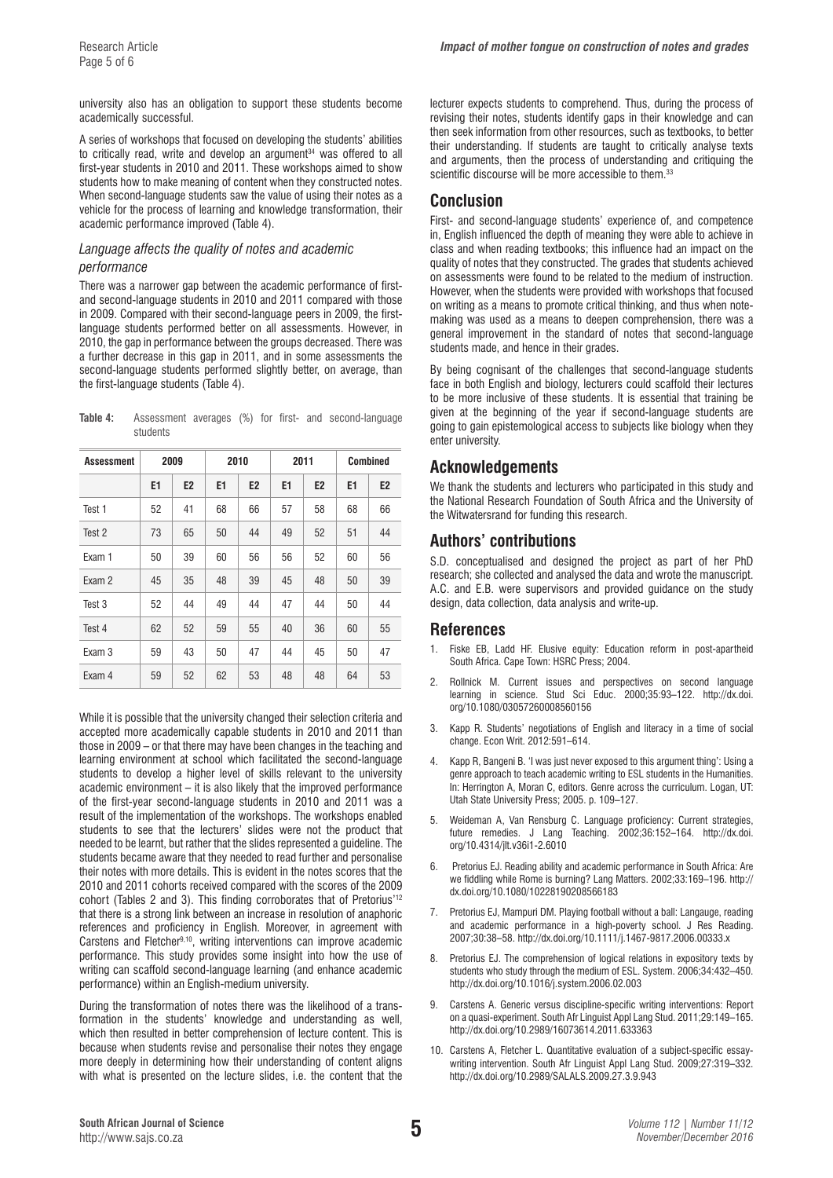university also has an obligation to support these students become academically successful.

A series of workshops that focused on developing the students' abilities to critically read, write and develop an argument[34] was offered to all first-year students in 2010 and 2011. These workshops aimed to show students how to make meaning of content when they constructed notes. When second-language students saw the value of using their notes as a vehicle for the process of learning and knowledge transformation, their academic performance improved (Table 4).

### *Language affects the quality of notes and academic performance*

There was a narrower gap between the academic performance of first- and second-language students in 2010 and 2011 compared with those in 2009. Compared with their second-language peers in 2009, the first-language students performed better on all assessments. However, in 2010, the gap in performance between the groups decreased. There was a further decrease in this gap in 2011, and in some assessments the second-language students performed slightly better, on average, than the first-language students (Table 4).

**Table 4:** Assessment averages (%) for first- and second-language students

| Assessment | 2009 | | 2010 | | 2011 | | Combined | |
|---|---|---|---|---|---|---|---|---|
| | E1 | E2 | E1 | E2 | E1 | E2 | E1 | E2 |
| Test 1 | 52 | 41 | 68 | 66 | 57 | 58 | 68 | 66 |
| Test 2 | 73 | 65 | 50 | 44 | 49 | 52 | 51 | 44 |
| Exam 1 | 50 | 39 | 60 | 56 | 56 | 52 | 60 | 56 |
| Exam 2 | 45 | 35 | 48 | 39 | 45 | 48 | 50 | 39 |
| Test 3 | 52 | 44 | 49 | 44 | 47 | 44 | 50 | 44 |
| Test 4 | 62 | 52 | 59 | 55 | 40 | 36 | 60 | 55 |
| Exam 3 | 59 | 43 | 50 | 47 | 44 | 45 | 50 | 47 |
| Exam 4 | 59 | 52 | 62 | 53 | 48 | 48 | 64 | 53 |

While it is possible that the university changed their selection criteria and accepted more academically capable students in 2010 and 2011 than those in 2009 – or that there may have been changes in the teaching and learning environment at school which facilitated the second-language students to develop a higher level of skills relevant to the university academic environment – it is also likely that the improved performance of the first-year second-language students in 2010 and 2011 was a result of the implementation of the workshops. The workshops enabled students to see that the lecturers' slides were not the product that needed to be learnt, but rather that the slides represented a guideline. The students became aware that they needed to read further and personalise their notes with more details. This is evident in the notes scores that the 2010 and 2011 cohorts received compared with the scores of the 2009 cohort (Tables 2 and 3). This finding corroborates that of Pretorius'[12] that there is a strong link between an increase in resolution of anaphoric references and proficiency in English. Moreover, in agreement with Carstens and Fletcher[9,10], writing interventions can improve academic performance. This study provides some insight into how the use of writing can scaffold second-language learning (and enhance academic performance) within an English-medium university.

During the transformation of notes there was the likelihood of a transformation in the students' knowledge and understanding as well, which then resulted in better comprehension of lecture content. This is because when students revise and personalise their notes they engage more deeply in determining how their understanding of content aligns with what is presented on the lecture slides, i.e. the content that the lecturer expects students to comprehend. Thus, during the process of revising their notes, students identify gaps in their knowledge and can then seek information from other resources, such as textbooks, to better their understanding. If students are taught to critically analyse texts and arguments, then the process of understanding and critiquing the scientific discourse will be more accessible to them.[33]

## Conclusion

First- and second-language students' experience of, and competence in, English influenced the depth of meaning they were able to achieve in class and when reading textbooks; this influence had an impact on the quality of notes that they constructed. The grades that students achieved on assessments were found to be related to the medium of instruction. However, when the students were provided with workshops that focused on writing as a means to promote critical thinking, and thus when note-making was used as a means to deepen comprehension, there was a general improvement in the standard of notes that second-language students made, and hence in their grades.

By being cognisant of the challenges that second-language students face in both English and biology, lecturers could scaffold their lectures to be more inclusive of these students. It is essential that training be given at the beginning of the year if second-language students are going to gain epistemological access to subjects like biology when they enter university.

## Acknowledgements

We thank the students and lecturers who participated in this study and the National Research Foundation of South Africa and the University of the Witwatersrand for funding this research.

## Authors' contributions

S.D. conceptualised and designed the project as part of her PhD research; she collected and analysed the data and wrote the manuscript. A.C. and E.B. were supervisors and provided guidance on the study design, data collection, data analysis and write-up.

## References

1. Fiske EB, Ladd HF. Elusive equity: Education reform in post-apartheid South Africa. Cape Town: HSRC Press; 2004.
2. Rollnick M. Current issues and perspectives on second language learning in science. Stud Sci Educ. 2000;35:93–122. http://dx.doi.org/10.1080/03057260008560156
3. Kapp R. Students' negotiations of English and literacy in a time of social change. Econ Writ. 2012:591–614.
4. Kapp R, Bangeni B. 'I was just never exposed to this argument thing': Using a genre approach to teach academic writing to ESL students in the Humanities. In: Herrington A, Moran C, editors. Genre across the curriculum. Logan, UT: Utah State University Press; 2005. p. 109–127.
5. Weideman A, Van Rensburg C. Language proficiency: Current strategies, future remedies. J Lang Teaching. 2002;36:152–164. http://dx.doi.org/10.4314/jlt.v36i1-2.6010
6. Pretorius EJ. Reading ability and academic performance in South Africa: Are we fiddling while Rome is burning? Lang Matters. 2002;33:169–196. http://dx.doi.org/10.1080/10228190208566183
7. Pretorius EJ, Mampuri DM. Playing football without a ball: Langauge, reading and academic performance in a high-poverty school. J Res Reading. 2007;30:38–58. http://dx.doi.org/10.1111/j.1467-9817.2006.00333.x
8. Pretorius EJ. The comprehension of logical relations in expository texts by students who study through the medium of ESL. System. 2006;34:432–450. http://dx.doi.org/10.1016/j.system.2006.02.003
9. Carstens A. Generic versus discipline-specific writing interventions: Report on a quasi-experiment. South Afr Linguist Appl Lang Stud. 2011;29:149–165. http://dx.doi.org/10.2989/16073614.2011.633363
10. Carstens A, Fletcher L. Quantitative evaluation of a subject-specific essay-writing intervention. South Afr Linguist Appl Lang Stud. 2009;27:319–332. http://dx.doi.org/10.2989/SALALS.2009.27.3.9.943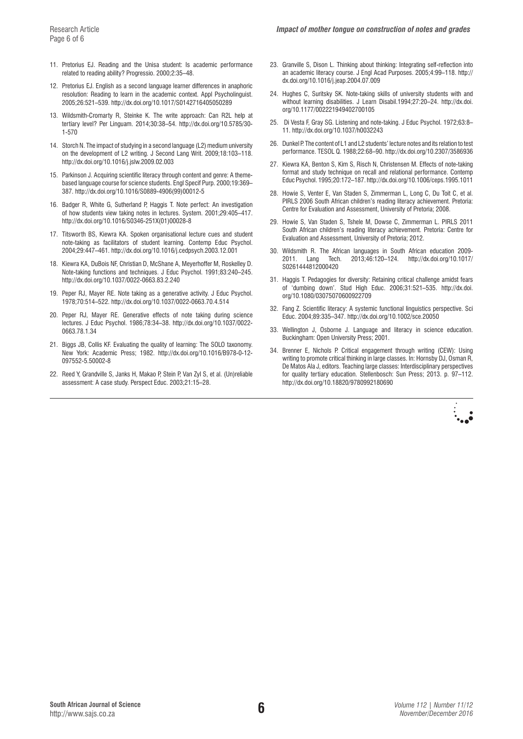11. Pretorius EJ. Reading and the Unisa student: Is academic performance related to reading ability? Progressio. 2000;2:35–48.

12. Pretorius EJ. English as a second language learner differences in anaphoric resolution: Reading to learn in the academic context. Appl Psycholinguist. 2005;26:521–539. http://dx.doi.org/10.1017/S0142716405050289

13. Wildsmith-Cromarty R, Steinke K. The write approach: Can R2L help at tertiary level? Per Linguam. 2014;30:38–54. http://dx.doi.org/10.5785/30-1-570

14. Storch N. The impact of studying in a second language (L2) medium university on the development of L2 writing. J Second Lang Writ. 2009;18:103–118. http://dx.doi.org/10.1016/j.jslw.2009.02.003

15. Parkinson J. Acquiring scientific literacy through content and genre: A theme-based language course for science students. Engl Specif Purp. 2000;19:369–387. http://dx.doi.org/10.1016/S0889-4906(99)00012-5

16. Badger R, White G, Sutherland P, Haggis T. Note perfect: An investigation of how students view taking notes in lectures. System. 2001;29:405–417. http://dx.doi.org/10.1016/S0346-251X(01)00028-8

17. Titsworth BS, Kiewra KA. Spoken organisational lecture cues and student note-taking as facilitators of student learning. Contemp Educ Psychol. 2004;29:447–461. http://dx.doi.org/10.1016/j.cedpsych.2003.12.001

18. Kiewra KA, DuBois NF, Christian D, McShane A, Meyerhoffer M, Roskelley D. Note-taking functions and techniques. J Educ Psychol. 1991;83:240–245. http://dx.doi.org/10.1037/0022-0663.83.2.240

19. Peper RJ, Mayer RE. Note taking as a generative activity. J Educ Psychol. 1978;70:514–522. http://dx.doi.org/10.1037/0022-0663.70.4.514

20. Peper RJ, Mayer RE. Generative effects of note taking during science lectures. J Educ Psychol. 1986;78:34–38. http://dx.doi.org/10.1037/0022-0663.78.1.34

21. Biggs JB, Collis KF. Evaluating the quality of learning: The SOLO taxonomy. New York: Academic Press; 1982. http://dx.doi.org/10.1016/B978-0-12-097552-5.50002-8

22. Reed Y, Grandville S, Janks H, Makao P, Stein P, Van Zyl S, et al. (Un)reliable assessment: A case study. Perspect Educ. 2003;21:15–28.

23. Granville S, Dison L. Thinking about thinking: Integrating self-reflection into an academic literacy course. J Engl Acad Purposes. 2005;4:99–118. http://dx.doi.org/10.1016/j.jeap.2004.07.009

24. Hughes C, Suritsky SK. Note-taking skills of university students with and without learning disabilities. J Learn Disabil.1994;27:20–24. http://dx.doi.org/10.1177/002221949402700105

25. Di Vesta F, Gray SG. Listening and note-taking. J Educ Psychol. 1972;63:8–11. http://dx.doi.org/10.1037/h0032243

26. Dunkel P. The content of L1 and L2 students' lecture notes and its relation to test performance. TESOL Q. 1988;22:68–90. http://dx.doi.org/10.2307/3586936

27. Kiewra KA, Benton S, Kim S, Risch N, Christensen M. Effects of note-taking format and study technique on recall and relational performance. Contemp Educ Psychol. 1995;20:172–187. http://dx.doi.org/10.1006/ceps.1995.1011

28. Howie S, Venter E, Van Staden S, Zimmerman L, Long C, Du Toit C, et al. PIRLS 2006 South African children's reading literacy achievement. Pretoria: Centre for Evaluation and Assessment, University of Pretoria; 2008.

29. Howie S, Van Staden S, Tshele M, Dowse C, Zimmerman L. PIRLS 2011 South African children's reading literacy achievement. Pretoria: Centre for Evaluation and Assessment, University of Pretoria; 2012.

30. Wildsmith R. The African languages in South African education 2009-2011. Lang Tech. 2013;46:120–124. http://dx.doi.org/10.1017/S0261444812000420

31. Haggis T. Pedagogies for diversity: Retaining critical challenge amidst fears of 'dumbing down'. Stud High Educ. 2006;31:521–535. http://dx.doi.org/10.1080/03075070600922709

32. Fang Z. Scientific literacy: A systemic functional linguistics perspective. Sci Educ. 2004;89:335–347. http://dx.doi.org/10.1002/sce.20050

33. Wellington J, Osborne J. Language and literacy in science education. Buckingham: Open University Press; 2001.

34. Brenner E, Nichols P. Critical engagement through writing (CEW): Using writing to promote critical thinking in large classes. In: Hornsby DJ, Osman R, De Matos Ala J, editors. Teaching large classes: Interdisciplinary perspectives for quality tertiary education. Stellenbosch: Sun Press; 2013. p. 97–112. http://dx.doi.org/10.18820/9780992180690